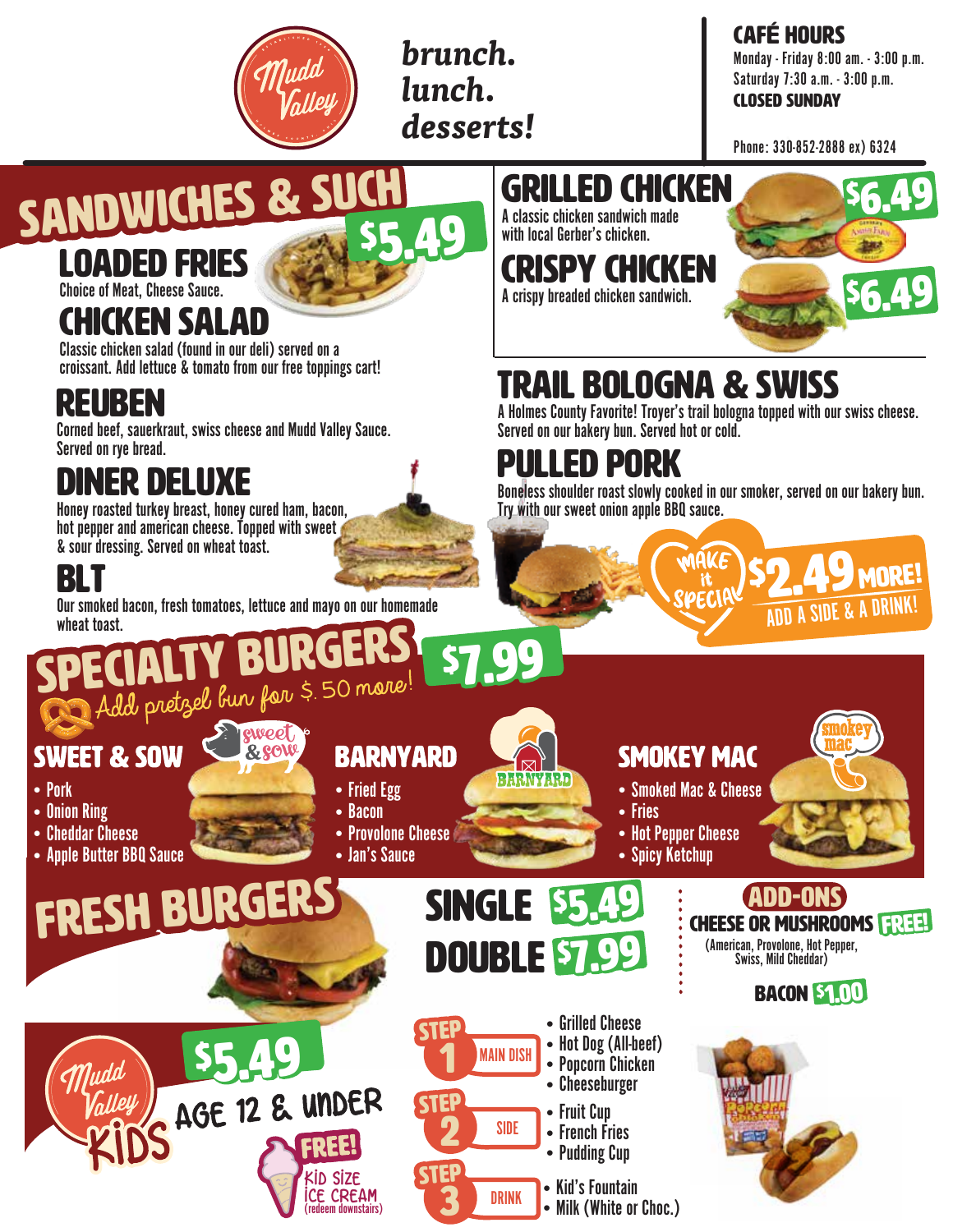# Mudd Valley

*brunch.*
*lunch.*
*desserts!*

**CAFÉ HOURS**
Monday - Friday 8:00 am. - 3:00 p.m.
Saturday 7:30 a.m. - 3:00 p.m.
**CLOSED SUNDAY**

Phone: 330-852-2888 ex) 6324

## SANDWICHES & SUCH — $5.49

### LOADED FRIES
Choice of Meat, Cheese Sauce.

### CHICKEN SALAD
Classic chicken salad (found in our deli) served on a croissant. Add lettuce & tomato from our free toppings cart!

### REUBEN
Corned beef, sauerkraut, swiss cheese and Mudd Valley Sauce. Served on rye bread.

### DINER DELUXE
Honey roasted turkey breast, honey cured ham, bacon, hot pepper and american cheese. Topped with sweet & sour dressing. Served on wheat toast.

### BLT
Our smoked bacon, fresh tomatoes, lettuce and mayo on our homemade wheat toast.

### GRILLED CHICKEN — $6.49
A classic chicken sandwich made with local Gerber's chicken.

### CRISPY CHICKEN — $6.49
A crispy breaded chicken sandwich.

### TRAIL BOLOGNA & SWISS
A Holmes County Favorite! Troyer's trail bologna topped with our swiss cheese. Served on our bakery bun. Served hot or cold.

### PULLED PORK
Boneless shoulder roast slowly cooked in our smoker, served on our bakery bun. Try with our sweet onion apple BBQ sauce.

**MAKE it SPECIAL** — $2.49 MORE! ADD A SIDE & A DRINK!

## SPECIALTY BURGERS — $7.99

*Add pretzel bun for $.50 more!*

### SWEET & SOW
- Pork
- Onion Ring
- Cheddar Cheese
- Apple Butter BBQ Sauce

### BARNYARD
- Fried Egg
- Bacon
- Provolone Cheese
- Jan's Sauce

### SMOKEY MAC
- Smoked Mac & Cheese
- Fries
- Hot Pepper Cheese
- Spicy Ketchup

## FRESH BURGERS

**SINGLE** $5.49
**DOUBLE** $7.99

**ADD-ONS**
CHEESE OR MUSHROOMS **FREE!**
(American, Provolone, Hot Pepper, Swiss, Mild Cheddar)

**BACON** $1.00

## Mudd Valley KIDS — $5.49
AGE 12 & UNDER

**FREE!** KID SIZE ICE CREAM (redeem downstairs)

**STEP 1 — MAIN DISH**
- Grilled Cheese
- Hot Dog (All-beef)
- Popcorn Chicken
- Cheeseburger

**STEP 2 — SIDE**
- Fruit Cup
- French Fries
- Pudding Cup

**STEP 3 — DRINK**
- Kid's Fountain
- Milk (White or Choc.)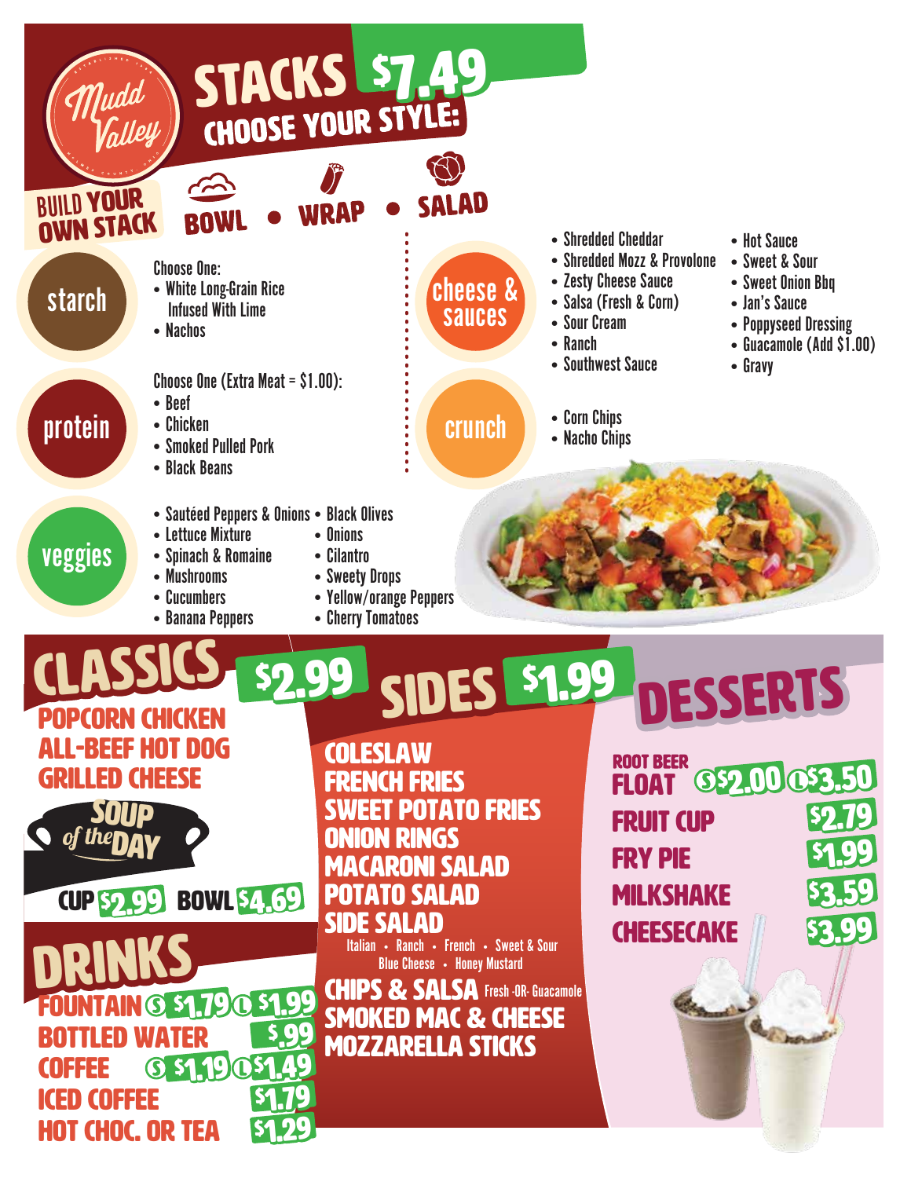Mudd Valley

# STACKS $7.49

## CHOOSE YOUR STYLE:

BUILD YOUR OWN STACK

BOWL • WRAP • SALAD

### starch

Choose One:
- White Long-Grain Rice Infused With Lime
- Nachos

### protein

Choose One (Extra Meat = $1.00):
- Beef
- Chicken
- Smoked Pulled Pork
- Black Beans

### veggies

- Sautéed Peppers & Onions
- Lettuce Mixture
- Spinach & Romaine
- Mushrooms
- Cucumbers
- Banana Peppers
- Black Olives
- Onions
- Cilantro
- Sweety Drops
- Yellow/orange Peppers
- Cherry Tomatoes

### cheese & sauces

- Shredded Cheddar
- Shredded Mozz & Provolone
- Zesty Cheese Sauce
- Salsa (Fresh & Corn)
- Sour Cream
- Ranch
- Southwest Sauce
- Hot Sauce
- Sweet & Sour
- Sweet Onion Bbq
- Jan's Sauce
- Poppyseed Dressing
- Guacamole (Add $1.00)
- Gravy

### crunch

- Corn Chips
- Nacho Chips

# CLASSICS $2.99

POPCORN CHICKEN
ALL-BEEF HOT DOG
GRILLED CHEESE

SOUP of the DAY

CUP $2.99 BOWL $4.69

# DRINKS

| | |
|---|---|
| FOUNTAIN | S $1.79 L $1.99 |
| BOTTLED WATER | $.99 |
| COFFEE | S $1.19 L $1.49 |
| ICED COFFEE | $1.79 |
| HOT CHOC. OR TEA | $1.29 |

# SIDES $1.99

COLESLAW
FRENCH FRIES
SWEET POTATO FRIES
ONION RINGS
MACARONI SALAD
POTATO SALAD
SIDE SALAD
Italian • Ranch • French • Sweet & Sour
Blue Cheese • Honey Mustard
CHIPS & SALSA Fresh -OR- Guacamole
SMOKED MAC & CHEESE
MOZZARELLA STICKS

# DESSERTS

| | |
|---|---|
| ROOT BEER FLOAT | S $2.00 L $3.50 |
| FRUIT CUP | $2.79 |
| FRY PIE | $1.99 |
| MILKSHAKE | $3.59 |
| CHEESECAKE | $3.99 |